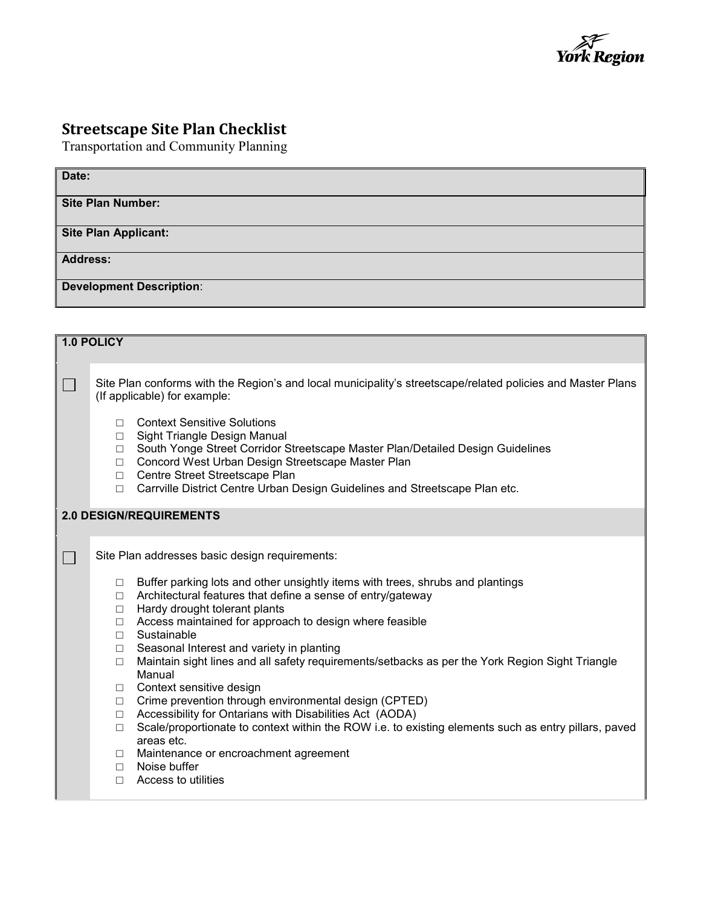York Region

# Streetscape Site Plan Checklist

Transportation and Community Planning

| **Date:** |
|---|
| **Site Plan Number:** |
| **Site Plan Applicant:** |
| **Address:** |
| **Development Description**: |

## 1.0 POLICY

☐ Site Plan conforms with the Region's and local municipality's streetscape/related policies and Master Plans (If applicable) for example:

- ☐ Context Sensitive Solutions
- ☐ Sight Triangle Design Manual
- ☐ South Yonge Street Corridor Streetscape Master Plan/Detailed Design Guidelines
- ☐ Concord West Urban Design Streetscape Master Plan
- ☐ Centre Street Streetscape Plan
- ☐ Carrville District Centre Urban Design Guidelines and Streetscape Plan etc.

## 2.0 DESIGN/REQUIREMENTS

☐ Site Plan addresses basic design requirements:

- ☐ Buffer parking lots and other unsightly items with trees, shrubs and plantings
- ☐ Architectural features that define a sense of entry/gateway
- ☐ Hardy drought tolerant plants
- ☐ Access maintained for approach to design where feasible
- ☐ Sustainable
- ☐ Seasonal Interest and variety in planting
- ☐ Maintain sight lines and all safety requirements/setbacks as per the York Region Sight Triangle Manual
- ☐ Context sensitive design
- ☐ Crime prevention through environmental design (CPTED)
- ☐ Accessibility for Ontarians with Disabilities Act (AODA)
- ☐ Scale/proportionate to context within the ROW i.e. to existing elements such as entry pillars, paved areas etc.
- ☐ Maintenance or encroachment agreement
- ☐ Noise buffer
- ☐ Access to utilities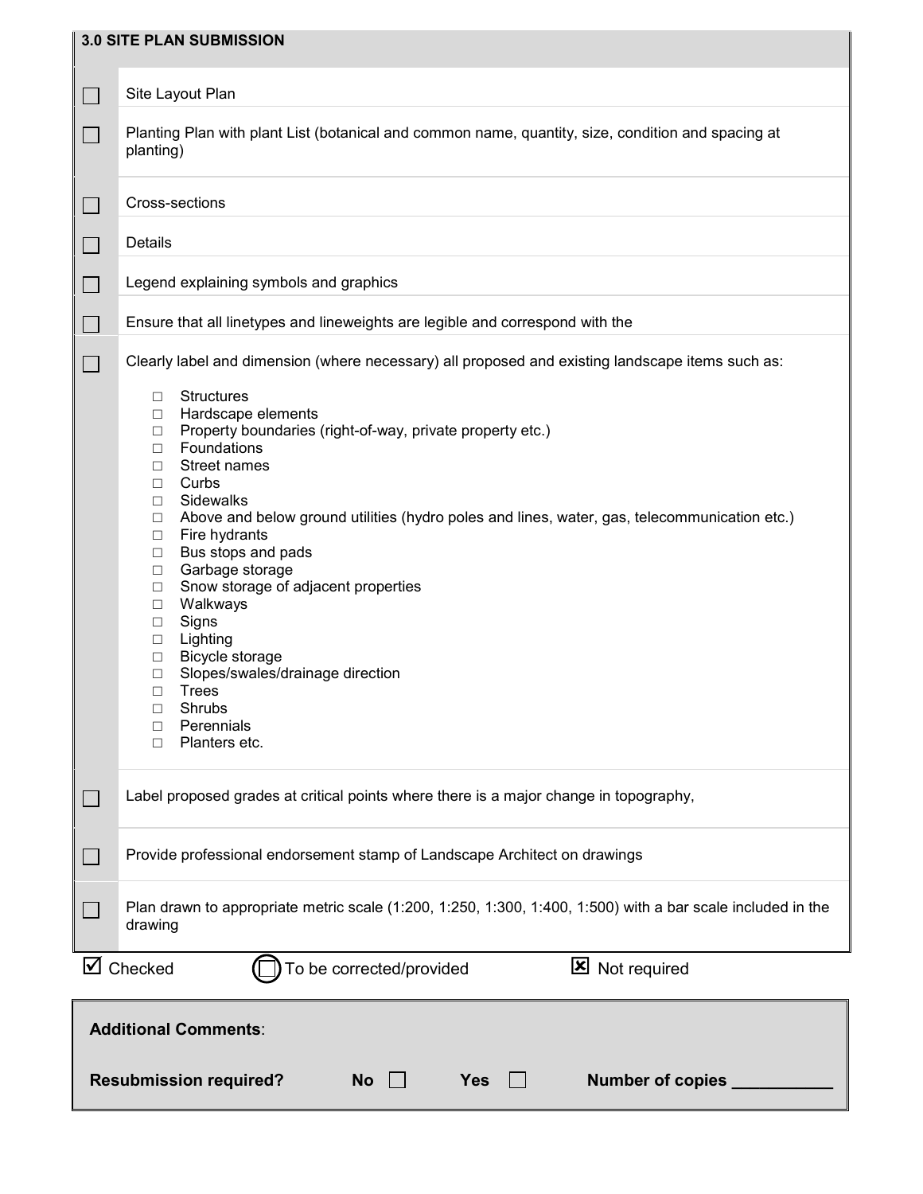## 3.0 SITE PLAN SUBMISSION

- ☐ Site Layout Plan
- ☐ Planting Plan with plant List (botanical and common name, quantity, size, condition and spacing at planting)
- ☐ Cross-sections
- ☐ Details
- ☐ Legend explaining symbols and graphics
- ☐ Ensure that all linetypes and lineweights are legible and correspond with the
- ☐ Clearly label and dimension (where necessary) all proposed and existing landscape items such as:
  - ☐ Structures
  - ☐ Hardscape elements
  - ☐ Property boundaries (right-of-way, private property etc.)
  - ☐ Foundations
  - ☐ Street names
  - ☐ Curbs
  - ☐ Sidewalks
  - ☐ Above and below ground utilities (hydro poles and lines, water, gas, telecommunication etc.)
  - ☐ Fire hydrants
  - ☐ Bus stops and pads
  - ☐ Garbage storage
  - ☐ Snow storage of adjacent properties
  - ☐ Walkways
  - ☐ Signs
  - ☐ Lighting
  - ☐ Bicycle storage
  - ☐ Slopes/swales/drainage direction
  - ☐ Trees
  - ☐ Shrubs
  - ☐ Perennials
  - ☐ Planters etc.
- ☐ Label proposed grades at critical points where there is a major change in topography,
- ☐ Provide professional endorsement stamp of Landscape Architect on drawings
- ☐ Plan drawn to appropriate metric scale (1:200, 1:250, 1:300, 1:400, 1:500) with a bar scale included in the drawing

☑ Checked ◯☐ To be corrected/provided ☒ Not required

**Additional Comments**:

**Resubmission required?** **No** ☐ **Yes** ☐ **Number of copies** ___________